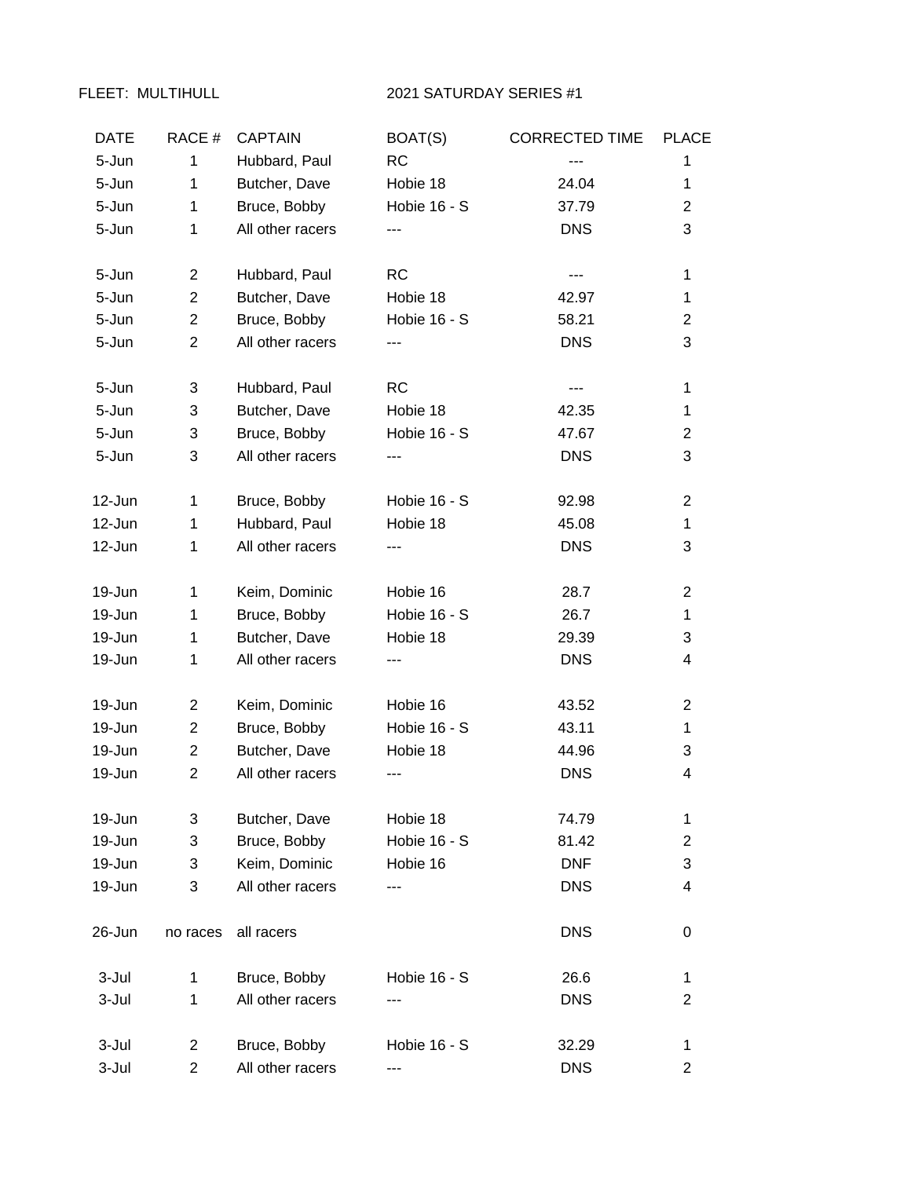FLEET: MULTIHULL 2021 SATURDAY SERIES #1

| DATE | RACE # | CAPTAIN | BOAT(S) | CORRECTED TIME | PLACE |
|---|---|---|---|---|---|
| 5-Jun | 1 | Hubbard, Paul | RC | --- | 1 |
| 5-Jun | 1 | Butcher, Dave | Hobie 18 | 24.04 | 1 |
| 5-Jun | 1 | Bruce, Bobby | Hobie 16 - S | 37.79 | 2 |
| 5-Jun | 1 | All other racers | --- | DNS | 3 |
| | | | | | |
| 5-Jun | 2 | Hubbard, Paul | RC | --- | 1 |
| 5-Jun | 2 | Butcher, Dave | Hobie 18 | 42.97 | 1 |
| 5-Jun | 2 | Bruce, Bobby | Hobie 16 - S | 58.21 | 2 |
| 5-Jun | 2 | All other racers | --- | DNS | 3 |
| | | | | | |
| 5-Jun | 3 | Hubbard, Paul | RC | --- | 1 |
| 5-Jun | 3 | Butcher, Dave | Hobie 18 | 42.35 | 1 |
| 5-Jun | 3 | Bruce, Bobby | Hobie 16 - S | 47.67 | 2 |
| 5-Jun | 3 | All other racers | --- | DNS | 3 |
| | | | | | |
| 12-Jun | 1 | Bruce, Bobby | Hobie 16 - S | 92.98 | 2 |
| 12-Jun | 1 | Hubbard, Paul | Hobie 18 | 45.08 | 1 |
| 12-Jun | 1 | All other racers | --- | DNS | 3 |
| | | | | | |
| 19-Jun | 1 | Keim, Dominic | Hobie 16 | 28.7 | 2 |
| 19-Jun | 1 | Bruce, Bobby | Hobie 16 - S | 26.7 | 1 |
| 19-Jun | 1 | Butcher, Dave | Hobie 18 | 29.39 | 3 |
| 19-Jun | 1 | All other racers | --- | DNS | 4 |
| | | | | | |
| 19-Jun | 2 | Keim, Dominic | Hobie 16 | 43.52 | 2 |
| 19-Jun | 2 | Bruce, Bobby | Hobie 16 - S | 43.11 | 1 |
| 19-Jun | 2 | Butcher, Dave | Hobie 18 | 44.96 | 3 |
| 19-Jun | 2 | All other racers | --- | DNS | 4 |
| | | | | | |
| 19-Jun | 3 | Butcher, Dave | Hobie 18 | 74.79 | 1 |
| 19-Jun | 3 | Bruce, Bobby | Hobie 16 - S | 81.42 | 2 |
| 19-Jun | 3 | Keim, Dominic | Hobie 16 | DNF | 3 |
| 19-Jun | 3 | All other racers | --- | DNS | 4 |
| | | | | | |
| 26-Jun | no races | all racers | | DNS | 0 |
| | | | | | |
| 3-Jul | 1 | Bruce, Bobby | Hobie 16 - S | 26.6 | 1 |
| 3-Jul | 1 | All other racers | --- | DNS | 2 |
| | | | | | |
| 3-Jul | 2 | Bruce, Bobby | Hobie 16 - S | 32.29 | 1 |
| 3-Jul | 2 | All other racers | --- | DNS | 2 |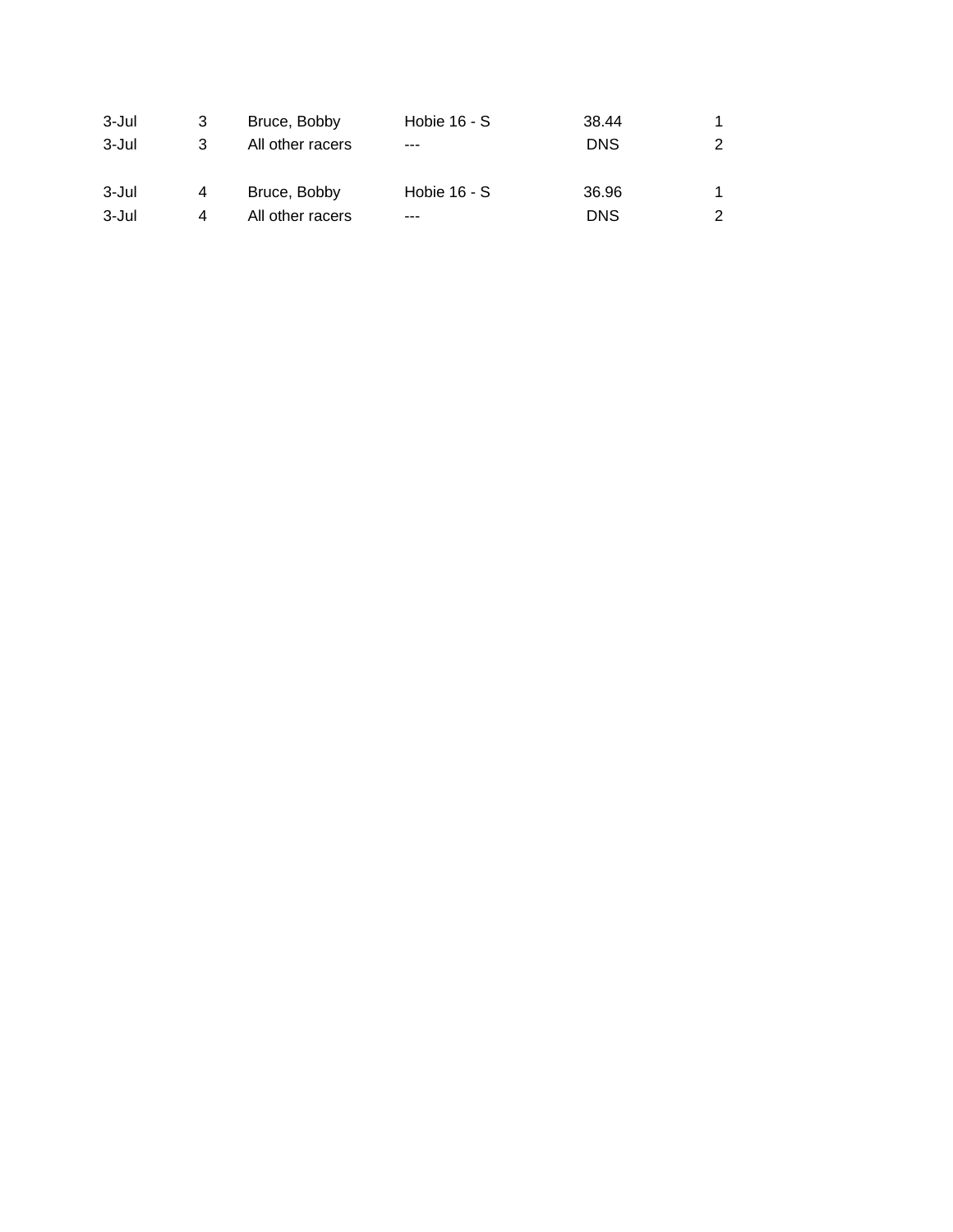| | | | | | |
|---|---|---|---|---|---|
| 3-Jul | 3 | Bruce, Bobby | Hobie 16 - S | 38.44 | 1 |
| 3-Jul | 3 | All other racers | --- | DNS | 2 |
| | | | | | |
| 3-Jul | 4 | Bruce, Bobby | Hobie 16 - S | 36.96 | 1 |
| 3-Jul | 4 | All other racers | --- | DNS | 2 |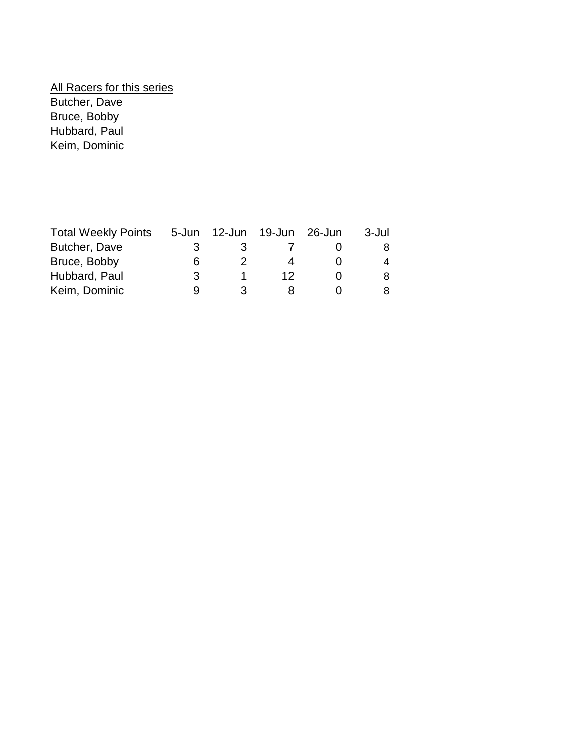<u>All Racers for this series</u>
Butcher, Dave
Bruce, Bobby
Hubbard, Paul
Keim, Dominic

| Total Weekly Points | 5-Jun | 12-Jun | 19-Jun | 26-Jun | 3-Jul |
|---|---|---|---|---|---|
| Butcher, Dave | 3 | 3 | 7 | 0 | 8 |
| Bruce, Bobby | 6 | 2 | 4 | 0 | 4 |
| Hubbard, Paul | 3 | 1 | 12 | 0 | 8 |
| Keim, Dominic | 9 | 3 | 8 | 0 | 8 |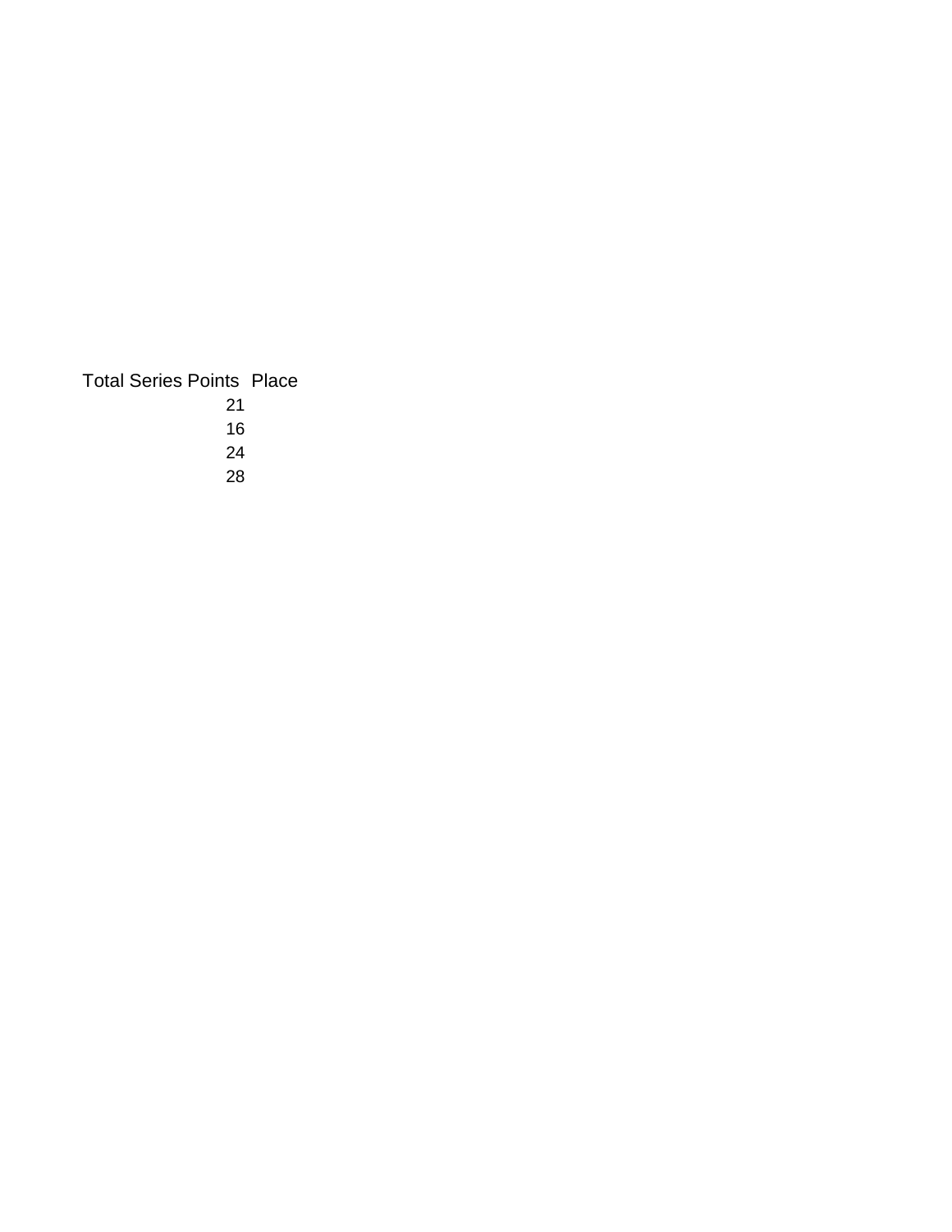| Total Series Points | Place |
| --- | --- |
| 21 | |
| 16 | |
| 24 | |
| 28 | |